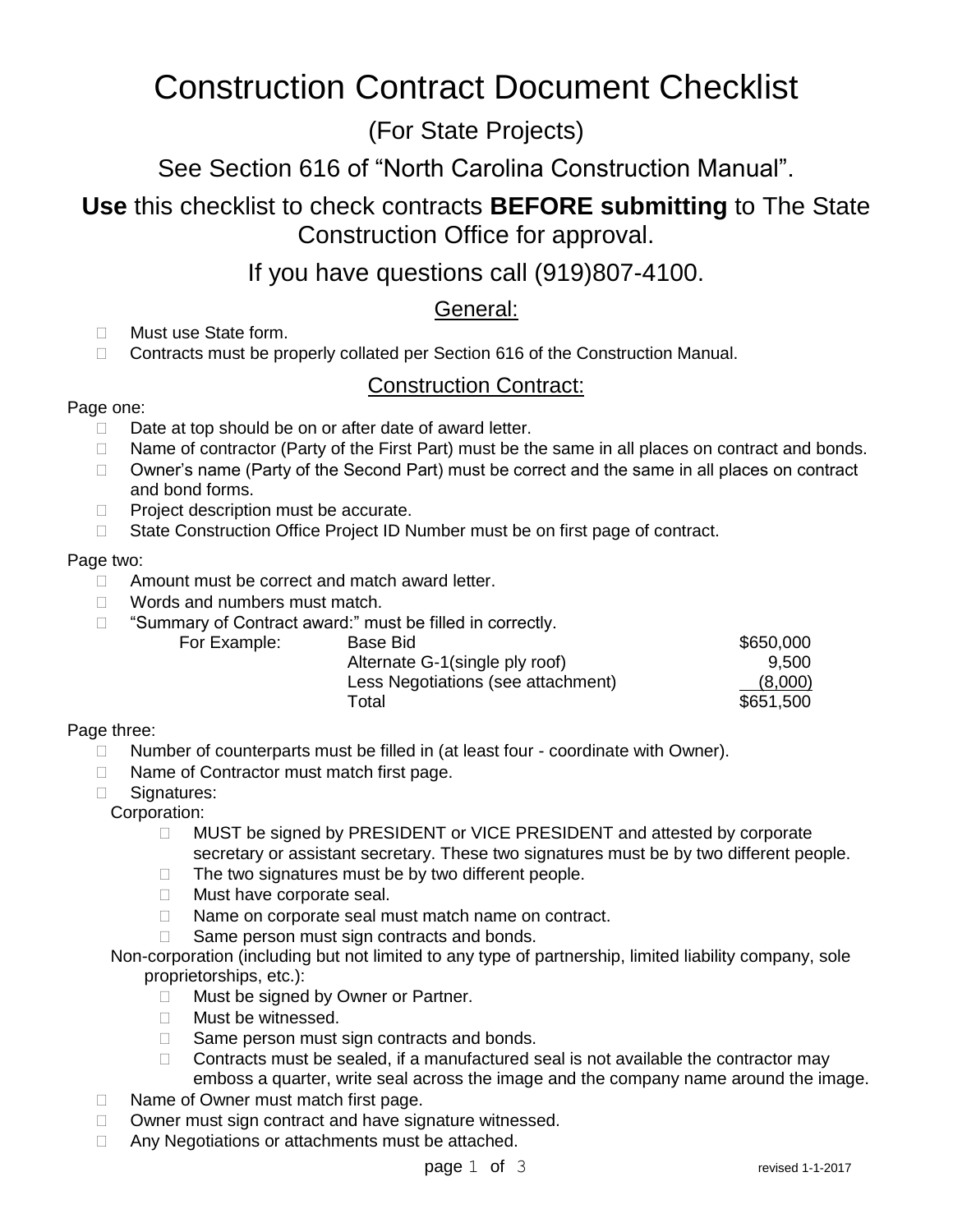# Construction Contract Document Checklist

## (For State Projects)

## See Section 616 of "North Carolina Construction Manual".

## **Use** this checklist to check contracts **BEFORE submitting** to The State Construction Office for approval.

## If you have questions call (919)807-4100.

### General:

- Must use State form.
- Contracts must be properly collated per Section 616 of the Construction Manual.

### Construction Contract:

Page one:

- Date at top should be on or after date of award letter.
- Name of contractor (Party of the First Part) must be the same in all places on contract and bonds.
- Owner's name (Party of the Second Part) must be correct and the same in all places on contract and bond forms.
- Project description must be accurate.
- State Construction Office Project ID Number must be on first page of contract.

Page two:

- Amount must be correct and match award letter.
- Words and numbers must match.
- "Summary of Contract award:" must be filled in correctly.

| For Example: | | |
|---|---|---|
| | Base Bid | $650,000 |
| | Alternate G-1(single ply roof) | 9,500 |
| | Less Negotiations (see attachment) | (8,000) |
| | Total | $651,500 |

Page three:

- Number of counterparts must be filled in (at least four - coordinate with Owner).
- Name of Contractor must match first page.
- Signatures:

  Corporation:
  - MUST be signed by PRESIDENT or VICE PRESIDENT and attested by corporate secretary or assistant secretary. These two signatures must be by two different people.
  - The two signatures must be by two different people.
  - Must have corporate seal.
  - Name on corporate seal must match name on contract.
  - Same person must sign contracts and bonds.

  Non-corporation (including but not limited to any type of partnership, limited liability company, sole proprietorships, etc.):
  - Must be signed by Owner or Partner.
  - Must be witnessed.
  - Same person must sign contracts and bonds.
  - Contracts must be sealed, if a manufactured seal is not available the contractor may emboss a quarter, write seal across the image and the company name around the image.
- Name of Owner must match first page.
- Owner must sign contract and have signature witnessed.
- Any Negotiations or attachments must be attached.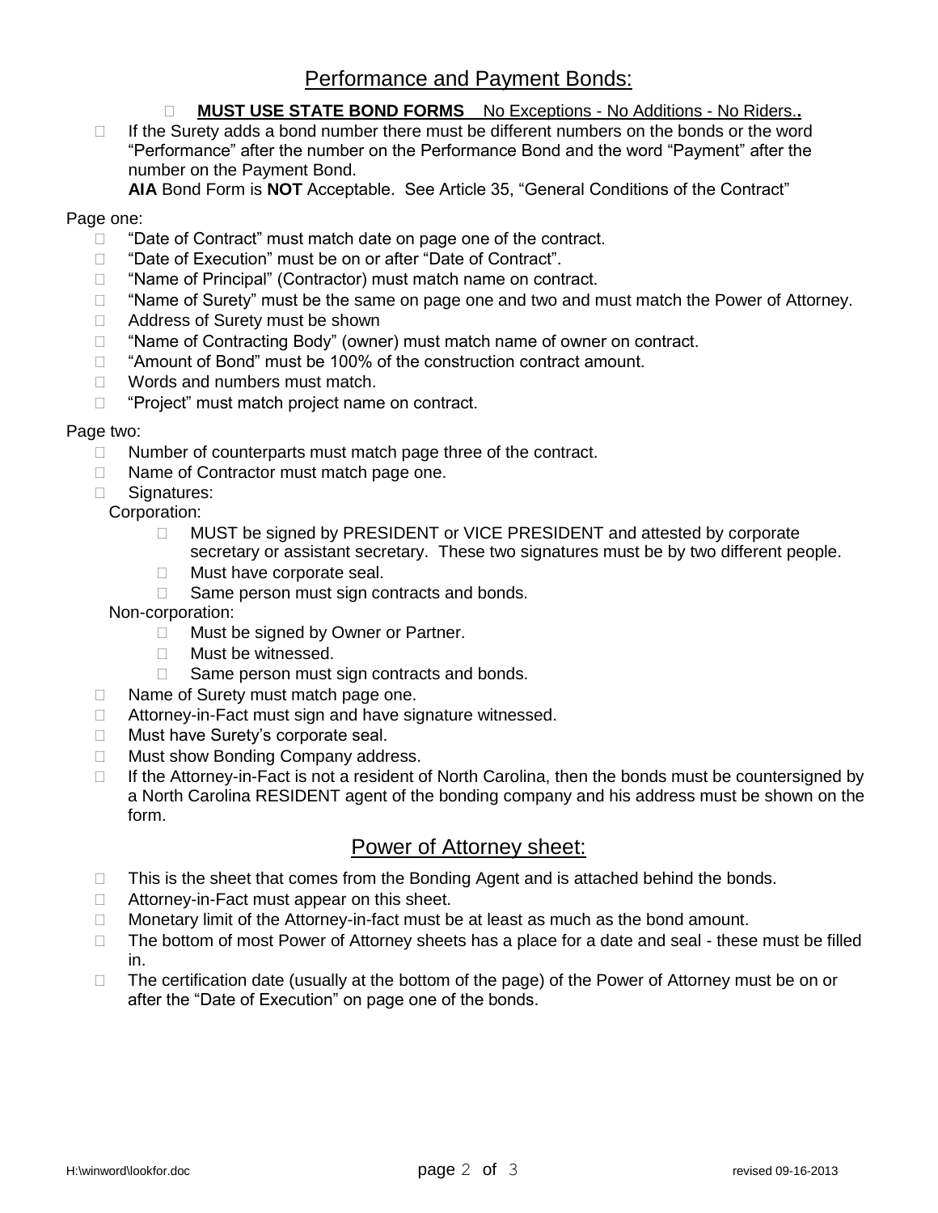## Performance and Payment Bonds:

- **MUST USE STATE BOND FORMS** No Exceptions - No Additions - No Riders**..**
- If the Surety adds a bond number there must be different numbers on the bonds or the word "Performance" after the number on the Performance Bond and the word "Payment" after the number on the Payment Bond.

  **AIA** Bond Form is **NOT** Acceptable. See Article 35, "General Conditions of the Contract"

Page one:

- "Date of Contract" must match date on page one of the contract.
- "Date of Execution" must be on or after "Date of Contract".
- "Name of Principal" (Contractor) must match name on contract.
- "Name of Surety" must be the same on page one and two and must match the Power of Attorney.
- Address of Surety must be shown
- "Name of Contracting Body" (owner) must match name of owner on contract.
- "Amount of Bond" must be 100% of the construction contract amount.
- Words and numbers must match.
- "Project" must match project name on contract.

Page two:

- Number of counterparts must match page three of the contract.
- Name of Contractor must match page one.
- Signatures:

  Corporation:
  - MUST be signed by PRESIDENT or VICE PRESIDENT and attested by corporate secretary or assistant secretary. These two signatures must be by two different people.
  - Must have corporate seal.
  - Same person must sign contracts and bonds.

  Non-corporation:
  - Must be signed by Owner or Partner.
  - Must be witnessed.
  - Same person must sign contracts and bonds.
- Name of Surety must match page one.
- Attorney-in-Fact must sign and have signature witnessed.
- Must have Surety's corporate seal.
- Must show Bonding Company address.
- If the Attorney-in-Fact is not a resident of North Carolina, then the bonds must be countersigned by a North Carolina RESIDENT agent of the bonding company and his address must be shown on the form.

## Power of Attorney sheet:

- This is the sheet that comes from the Bonding Agent and is attached behind the bonds.
- Attorney-in-Fact must appear on this sheet.
- Monetary limit of the Attorney-in-fact must be at least as much as the bond amount.
- The bottom of most Power of Attorney sheets has a place for a date and seal - these must be filled in.
- The certification date (usually at the bottom of the page) of the Power of Attorney must be on or after the "Date of Execution" on page one of the bonds.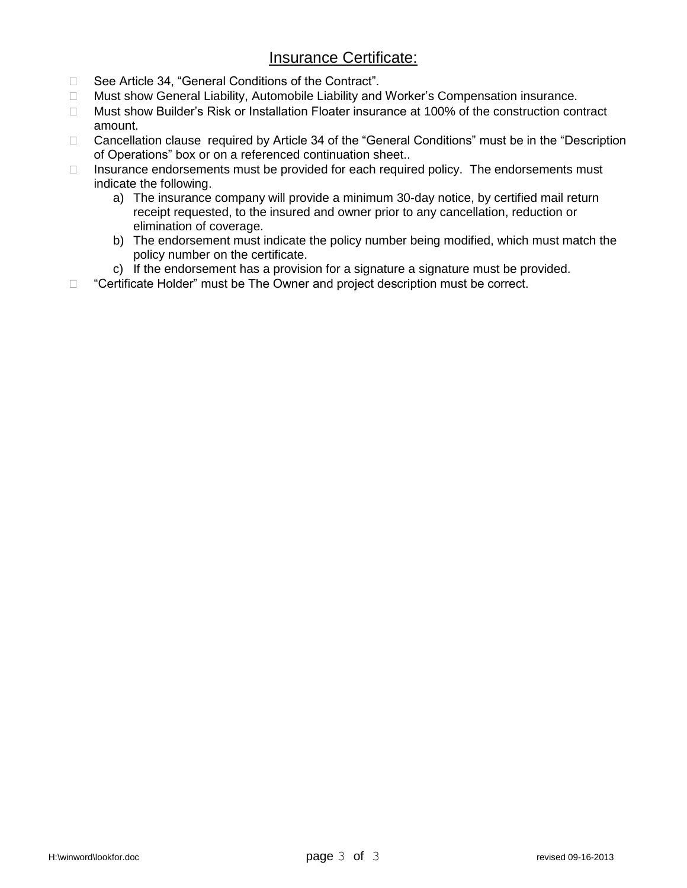## Insurance Certificate:

- See Article 34, "General Conditions of the Contract".
- Must show General Liability, Automobile Liability and Worker's Compensation insurance.
- Must show Builder's Risk or Installation Floater insurance at 100% of the construction contract amount.
- Cancellation clause required by Article 34 of the "General Conditions" must be in the "Description of Operations" box or on a referenced continuation sheet..
- Insurance endorsements must be provided for each required policy. The endorsements must indicate the following.
    a) The insurance company will provide a minimum 30-day notice, by certified mail return receipt requested, to the insured and owner prior to any cancellation, reduction or elimination of coverage.
    b) The endorsement must indicate the policy number being modified, which must match the policy number on the certificate.
    c) If the endorsement has a provision for a signature a signature must be provided.
- "Certificate Holder" must be The Owner and project description must be correct.